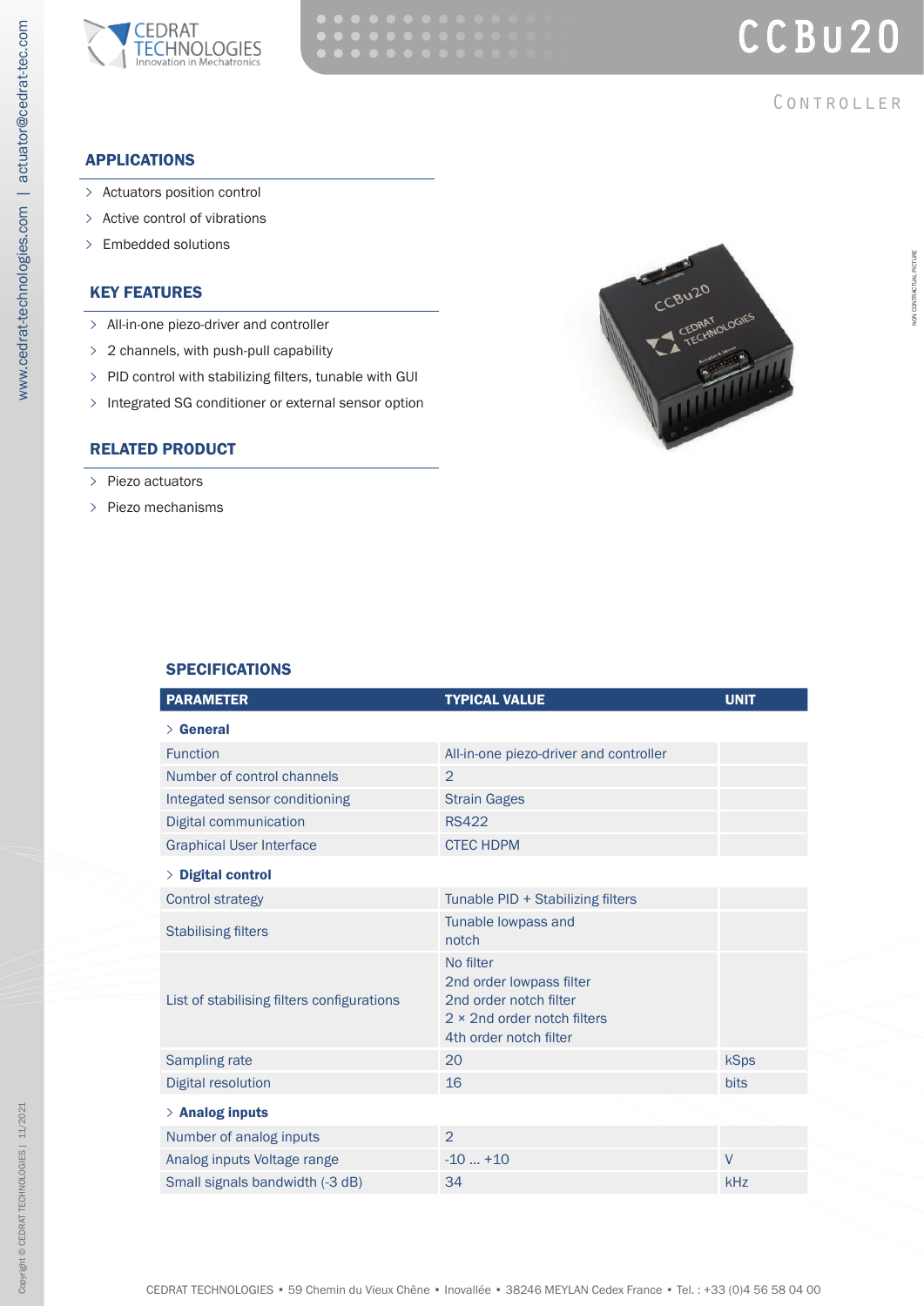# CCBu20

## CONTROLLER

### APPLICATIONS

- Actuators position control
- Active control of vibrations
- Embedded solutions

### KEY FEATURES

- All-in-one piezo-driver and controller
- 2 channels, with push-pull capability
- PID control with stabilizing filters, tunable with GUI
- Integrated SG conditioner or external sensor option

### RELATED PRODUCT

- Piezo actuators
- Piezo mechanisms

NON CONTRACTUAL PICTURE

### SPECIFICATIONS

| PARAMETER | TYPICAL VALUE | UNIT |
|---|---|---|
| **General** | | |
| Function | All-in-one piezo-driver and controller | |
| Number of control channels | 2 | |
| Integated sensor conditioning | Strain Gages | |
| Digital communication | RS422 | |
| Graphical User Interface | CTEC HDPM | |
| **Digital control** | | |
| Control strategy | Tunable PID + Stabilizing filters | |
| Stabilising filters | Tunable lowpass and notch | |
| List of stabilising filters configurations | No filter<br>2nd order lowpass filter<br>2nd order notch filter<br>2 × 2nd order notch filters<br>4th order notch filter | |
| Sampling rate | 20 | kSps |
| Digital resolution | 16 | bits |
| **Analog inputs** | | |
| Number of analog inputs | 2 | |
| Analog inputs Voltage range | -10 ... +10 | V |
| Small signals bandwidth (-3 dB) | 34 | kHz |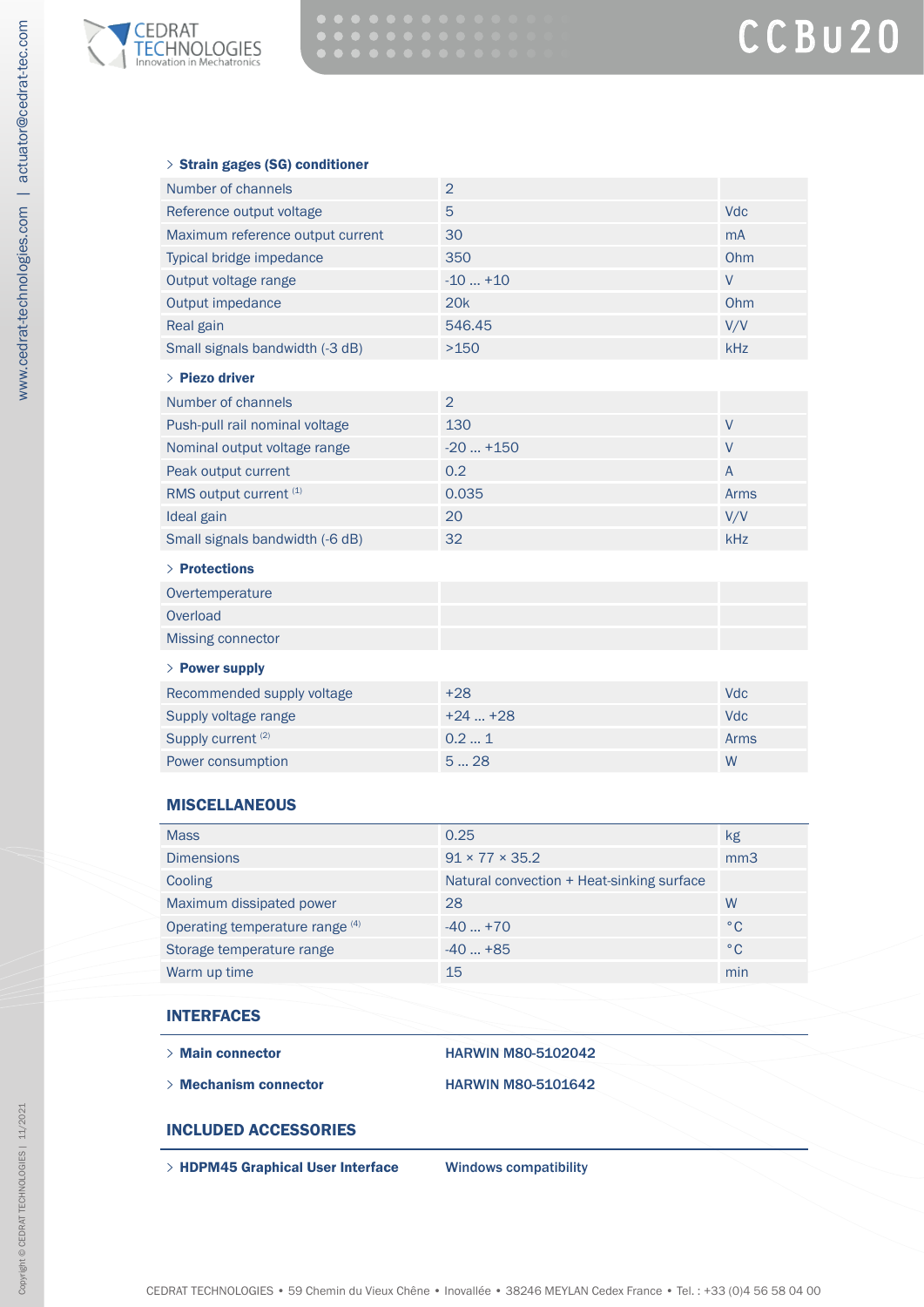### > Strain gages (SG) conditioner

| | | |
|---|---|---|
| Number of channels | 2 | |
| Reference output voltage | 5 | Vdc |
| Maximum reference output current | 30 | mA |
| Typical bridge impedance | 350 | Ohm |
| Output voltage range | -10 ... +10 | V |
| Output impedance | 20k | Ohm |
| Real gain | 546.45 | V/V |
| Small signals bandwidth (-3 dB) | >150 | kHz |

### > Piezo driver

| | | |
|---|---|---|
| Number of channels | 2 | |
| Push-pull rail nominal voltage | 130 | V |
| Nominal output voltage range | -20 ... +150 | V |
| Peak output current | 0.2 | A |
| RMS output current [(1)] | 0.035 | Arms |
| Ideal gain | 20 | V/V |
| Small signals bandwidth (-6 dB) | 32 | kHz |

### > Protections

| | | |
|---|---|---|
| Overtemperature | | |
| Overload | | |
| Missing connector | | |

### > Power supply

| | | |
|---|---|---|
| Recommended supply voltage | +28 | Vdc |
| Supply voltage range | +24 ... +28 | Vdc |
| Supply current [(2)] | 0.2 ... 1 | Arms |
| Power consumption | 5 ... 28 | W |

## MISCELLANEOUS

| | | |
|---|---|---|
| Mass | 0.25 | kg |
| Dimensions | 91 × 77 × 35.2 | mm3 |
| Cooling | Natural convection + Heat-sinking surface | |
| Maximum dissipated power | 28 | W |
| Operating temperature range [(4)] | -40 ... +70 | °C |
| Storage temperature range | -40 ... +85 | °C |
| Warm up time | 15 | min |

## INTERFACES

- **> Main connector** — **HARWIN M80-5102042**
- **> Mechanism connector** — **HARWIN M80-5101642**

## INCLUDED ACCESSORIES

- **> HDPM45 Graphical User Interface** — **Windows compatibility**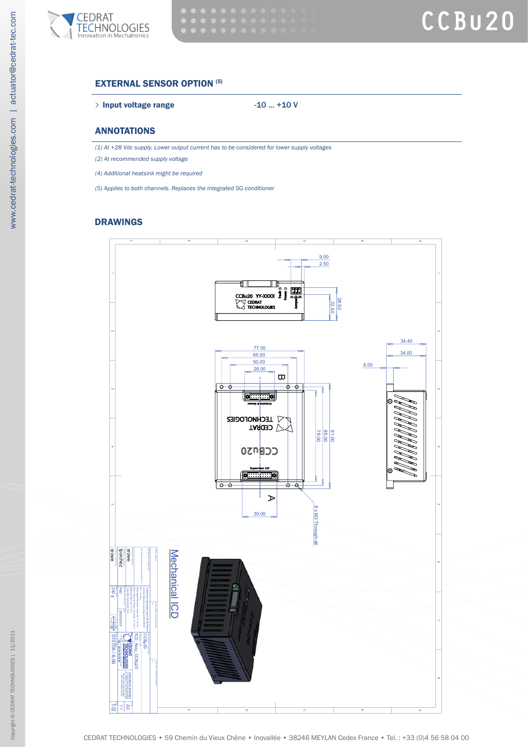## EXTERNAL SENSOR OPTION [5]

| | |
|---|---|
| > **Input voltage range** | -10 ... +10 V |

## ANNOTATIONS

*(1) At +28 Vdc supply. Lower output current has to be considered for lower supply voltages*

*(2) At recommended supply voltage*

*(4) Additional heatsink might be required*

*(5) Applies to both channels. Replaces the integrated SG conditioner*

## DRAWINGS

9.00
2.50
28.50
22.50
CCBu20 YY-XXXX
CEDRAT TECHNOLOGIES
77.00
65.00
50.00
26.00
34.40
34.00
6.00
B
Actuator & Sensor
CEDRAT TECHNOLOGIES
CCBu20
Supervisor I/O
79.00
85.00
91.00
A
30.00
8 x M3 Through all

Mechanical ICD
CCBu20
ICD_Assy_CCBu20
srowe
tporchez
R&D
28/02/2018
250 g
013706 / A.06
A3
1:1
1/2